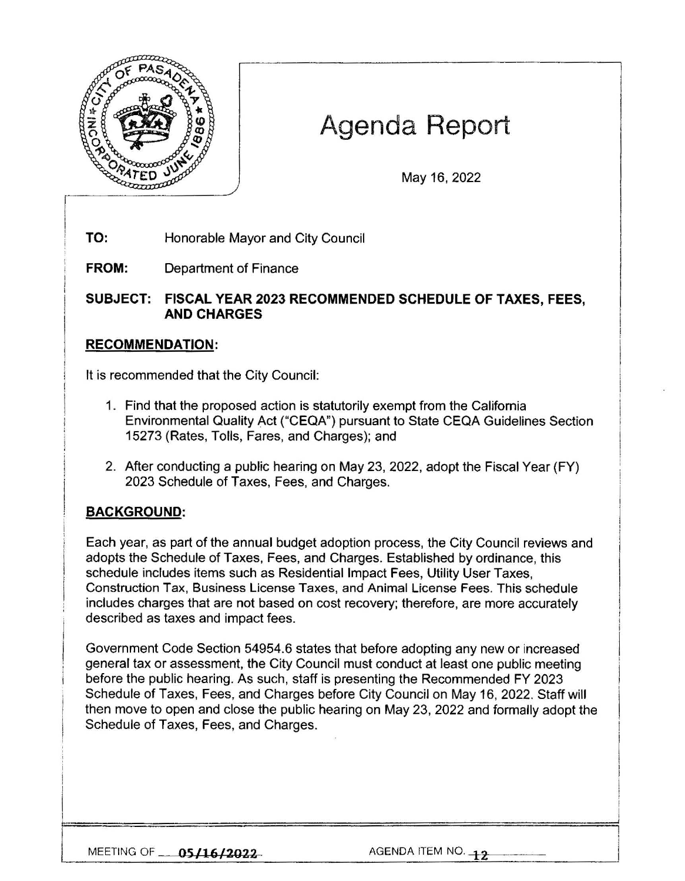# Agenda Report

May 16, 2022

**TO:** Honorable Mayor and City Council

**FROM:** Department of Finance

**SUBJECT: FISCAL YEAR 2023 RECOMMENDED SCHEDULE OF TAXES, FEES, AND CHARGES**

## RECOMMENDATION:

It is recommended that the City Council:

1. Find that the proposed action is statutorily exempt from the California Environmental Quality Act ("CEQA") pursuant to State CEQA Guidelines Section 15273 (Rates, Tolls, Fares, and Charges); and
2. After conducting a public hearing on May 23, 2022, adopt the Fiscal Year (FY) 2023 Schedule of Taxes, Fees, and Charges.

## BACKGROUND:

Each year, as part of the annual budget adoption process, the City Council reviews and adopts the Schedule of Taxes, Fees, and Charges. Established by ordinance, this schedule includes items such as Residential Impact Fees, Utility User Taxes, Construction Tax, Business License Taxes, and Animal License Fees. This schedule includes charges that are not based on cost recovery; therefore, are more accurately described as taxes and impact fees.

Government Code Section 54954.6 states that before adopting any new or increased general tax or assessment, the City Council must conduct at least one public meeting before the public hearing. As such, staff is presenting the Recommended FY 2023 Schedule of Taxes, Fees, and Charges before City Council on May 16, 2022. Staff will then move to open and close the public hearing on May 23, 2022 and formally adopt the Schedule of Taxes, Fees, and Charges.

MEETING OF 05/16/2022 AGENDA ITEM NO. 12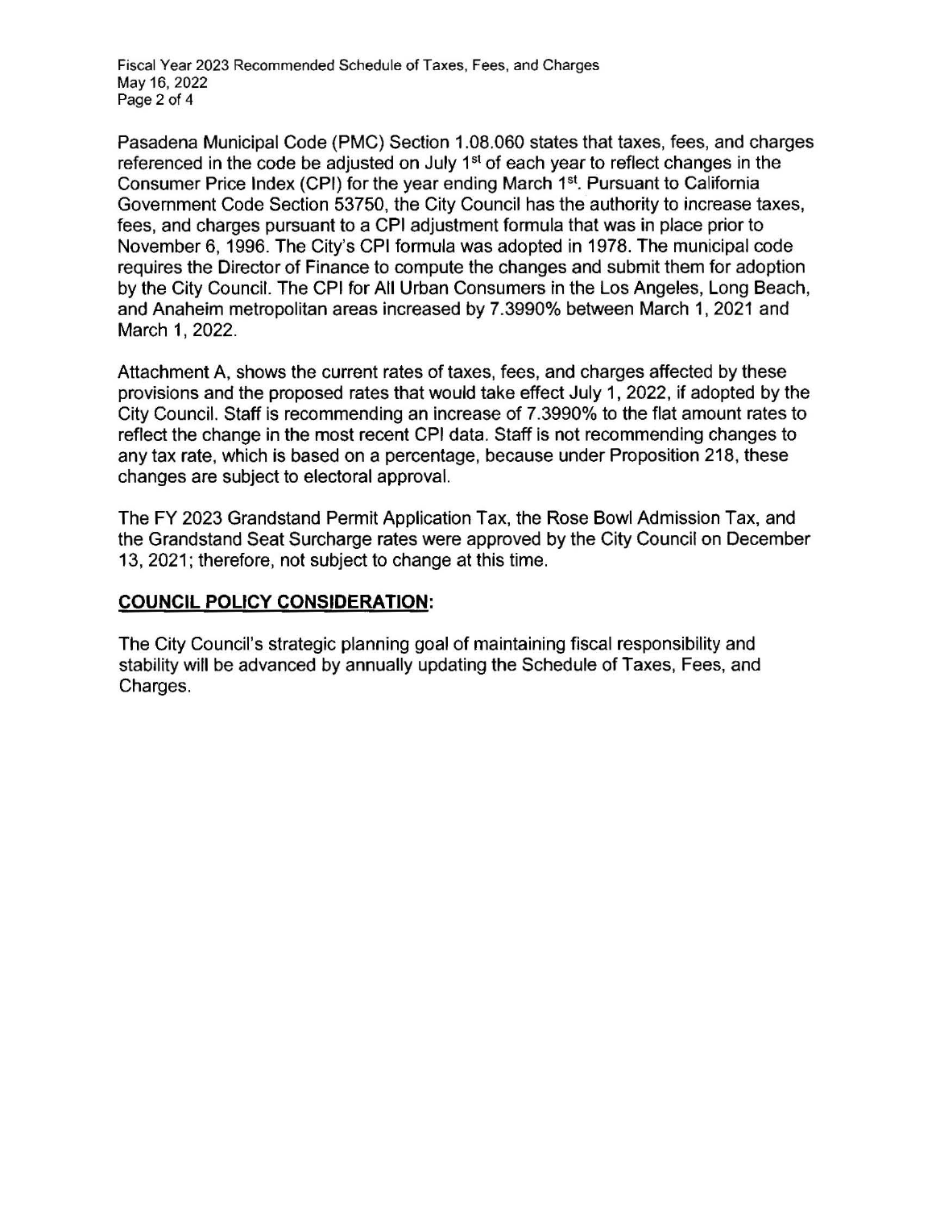Pasadena Municipal Code (PMC) Section 1.08.060 states that taxes, fees, and charges referenced in the code be adjusted on July 1st of each year to reflect changes in the Consumer Price Index (CPI) for the year ending March 1st. Pursuant to California Government Code Section 53750, the City Council has the authority to increase taxes, fees, and charges pursuant to a CPI adjustment formula that was in place prior to November 6, 1996. The City's CPI formula was adopted in 1978. The municipal code requires the Director of Finance to compute the changes and submit them for adoption by the City Council. The CPI for All Urban Consumers in the Los Angeles, Long Beach, and Anaheim metropolitan areas increased by 7.3990% between March 1, 2021 and March 1, 2022.

Attachment A, shows the current rates of taxes, fees, and charges affected by these provisions and the proposed rates that would take effect July 1, 2022, if adopted by the City Council. Staff is recommending an increase of 7.3990% to the flat amount rates to reflect the change in the most recent CPI data. Staff is not recommending changes to any tax rate, which is based on a percentage, because under Proposition 218, these changes are subject to electoral approval.

The FY 2023 Grandstand Permit Application Tax, the Rose Bowl Admission Tax, and the Grandstand Seat Surcharge rates were approved by the City Council on December 13, 2021; therefore, not subject to change at this time.

## COUNCIL POLICY CONSIDERATION:

The City Council's strategic planning goal of maintaining fiscal responsibility and stability will be advanced by annually updating the Schedule of Taxes, Fees, and Charges.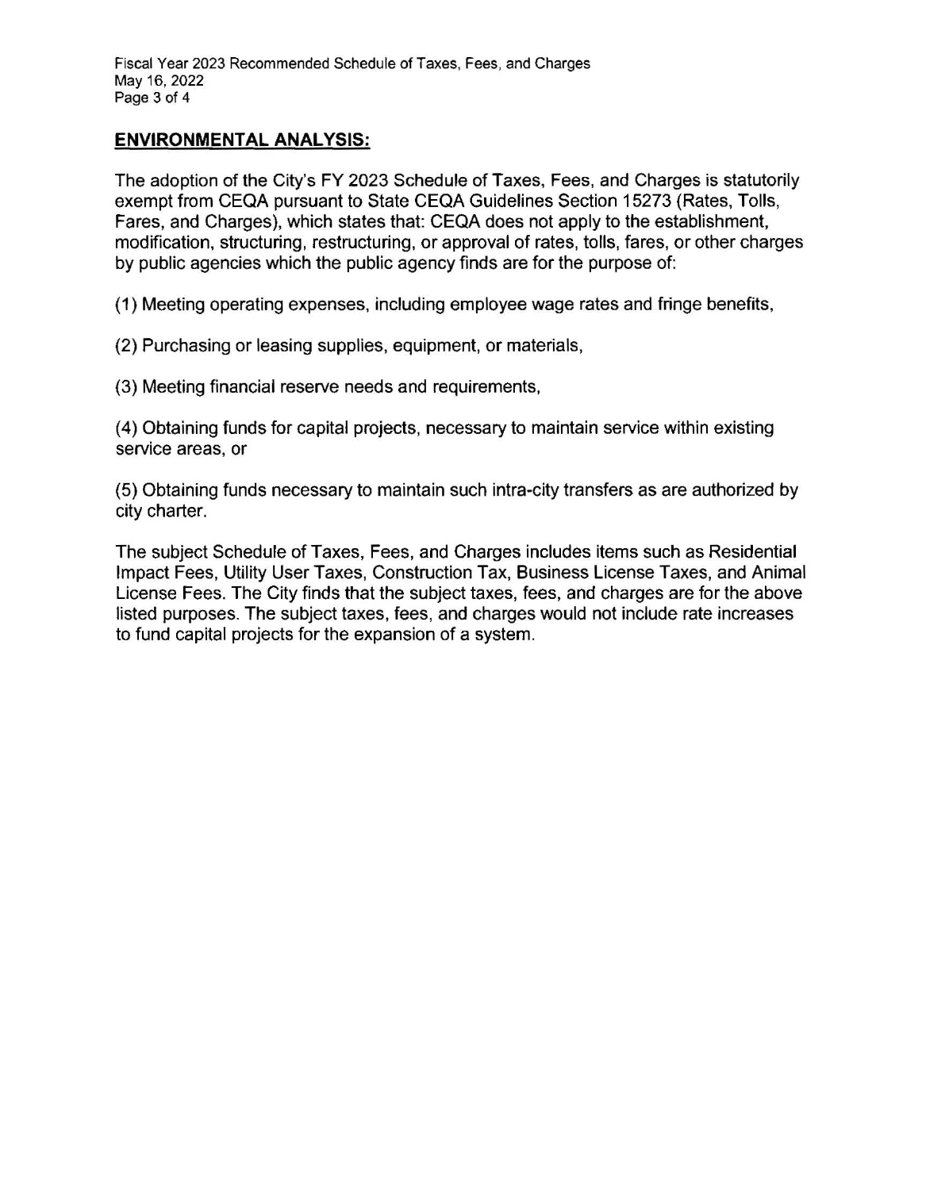## ENVIRONMENTAL ANALYSIS:

The adoption of the City's FY 2023 Schedule of Taxes, Fees, and Charges is statutorily exempt from CEQA pursuant to State CEQA Guidelines Section 15273 (Rates, Tolls, Fares, and Charges), which states that: CEQA does not apply to the establishment, modification, structuring, restructuring, or approval of rates, tolls, fares, or other charges by public agencies which the public agency finds are for the purpose of:

(1) Meeting operating expenses, including employee wage rates and fringe benefits,

(2) Purchasing or leasing supplies, equipment, or materials,

(3) Meeting financial reserve needs and requirements,

(4) Obtaining funds for capital projects, necessary to maintain service within existing service areas, or

(5) Obtaining funds necessary to maintain such intra-city transfers as are authorized by city charter.

The subject Schedule of Taxes, Fees, and Charges includes items such as Residential Impact Fees, Utility User Taxes, Construction Tax, Business License Taxes, and Animal License Fees. The City finds that the subject taxes, fees, and charges are for the above listed purposes. The subject taxes, fees, and charges would not include rate increases to fund capital projects for the expansion of a system.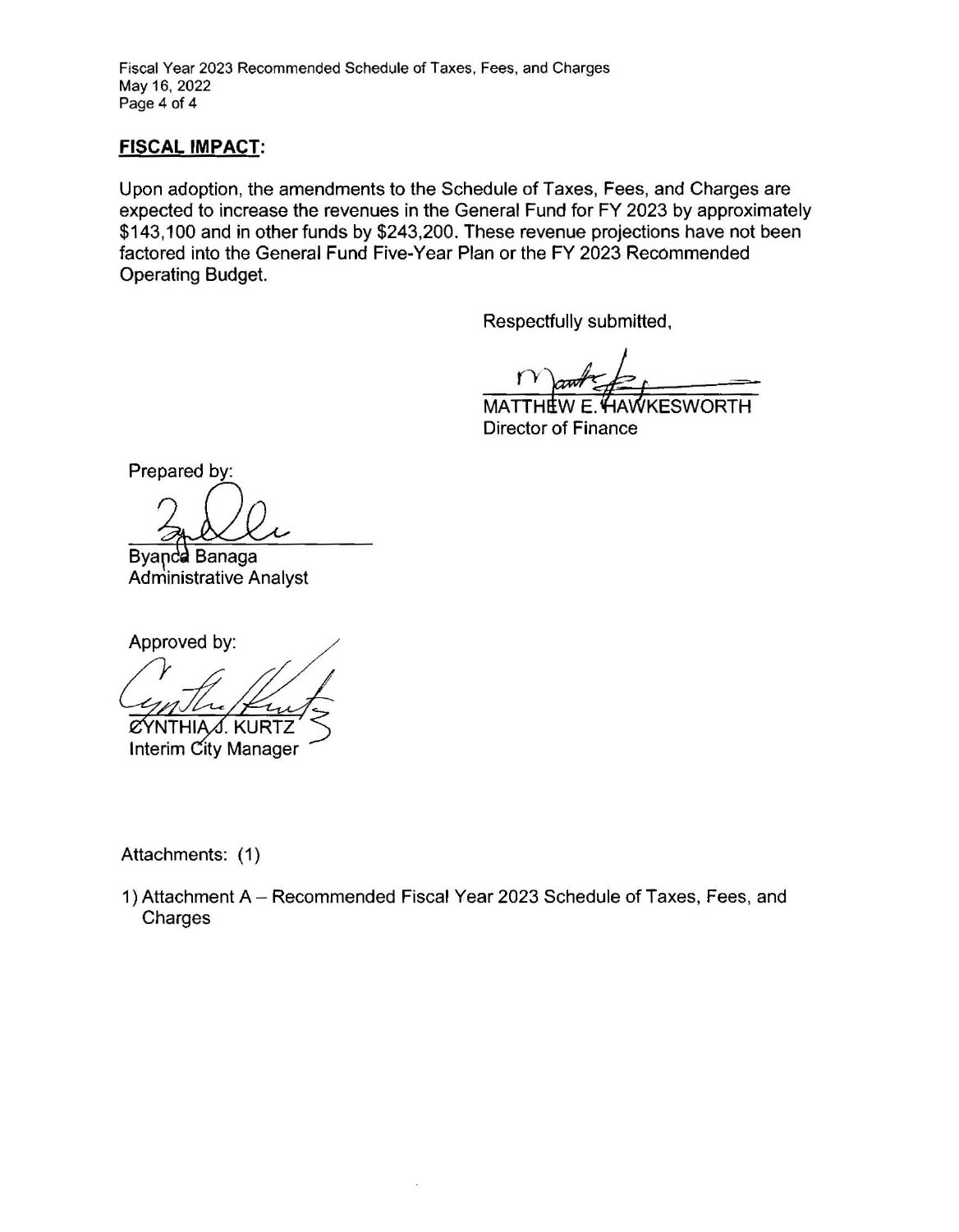**FISCAL IMPACT:**

Upon adoption, the amendments to the Schedule of Taxes, Fees, and Charges are expected to increase the revenues in the General Fund for FY 2023 by approximately $143,100 and in other funds by $243,200. These revenue projections have not been factored into the General Fund Five-Year Plan or the FY 2023 Recommended Operating Budget.

Respectfully submitted,

MATTHEW E. HAWKESWORTH
Director of Finance

Prepared by:

Byanca Banaga
Administrative Analyst

Approved by:

CYNTHIA J. KURTZ
Interim City Manager

Attachments: (1)

1) Attachment A – Recommended Fiscal Year 2023 Schedule of Taxes, Fees, and Charges